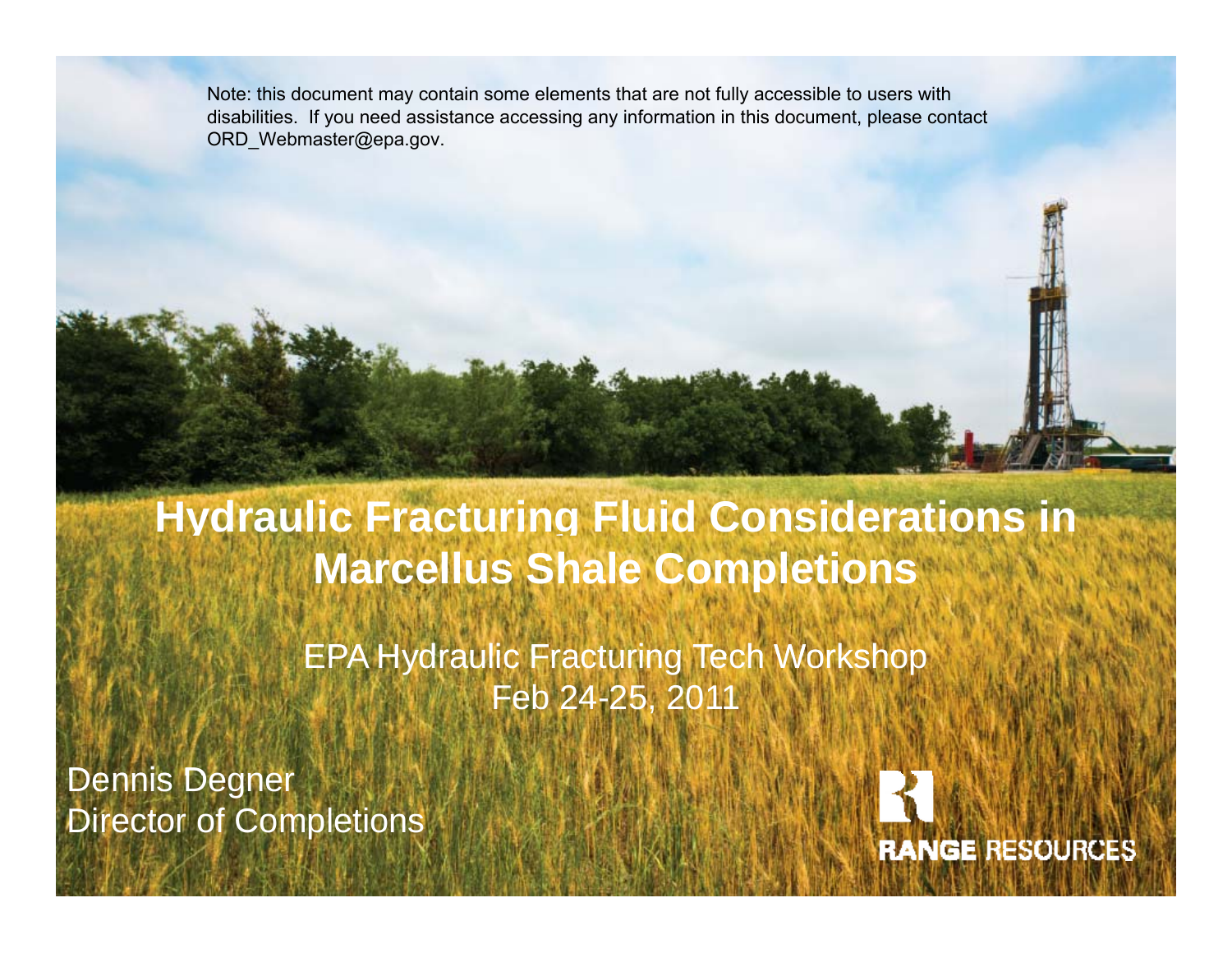Note: this document may contain some elements that are not fully accessible to users with disabilities. If you need assistance accessing any information in this document, please contact ORD_Webmaster@epa.gov.

# Hydraulic Fracturing Fluid Considerations in Marcellus Shale Completions

EPA Hydraulic Fracturing Tech Workshop
Feb 24-25, 2011

Dennis Degner
Director of Completions

RANGE RESOURCES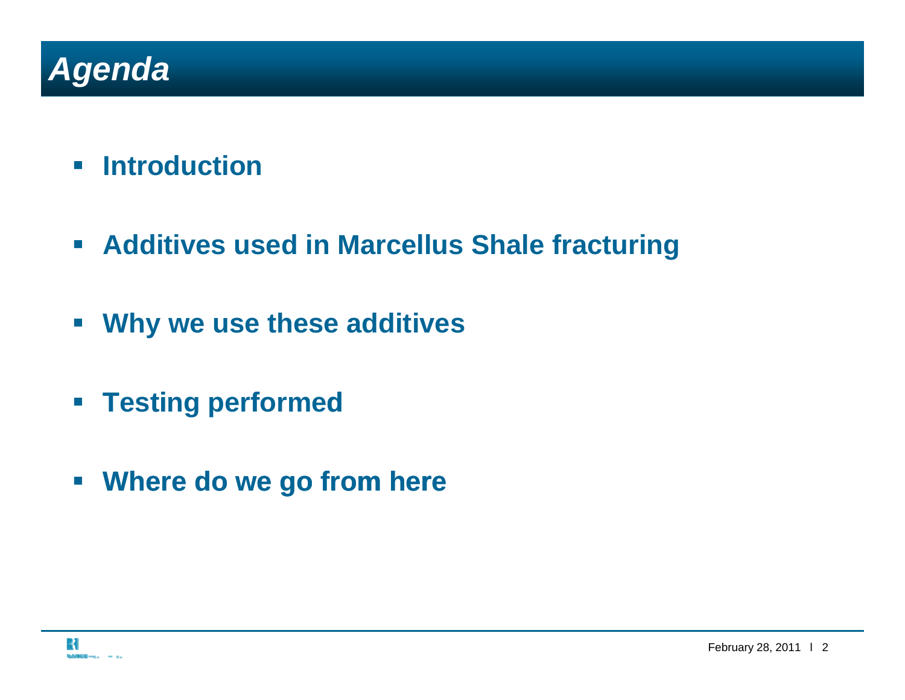# *Agenda*

- **Introduction**
- **Additives used in Marcellus Shale fracturing**
- **Why we use these additives**
- **Testing performed**
- **Where do we go from here**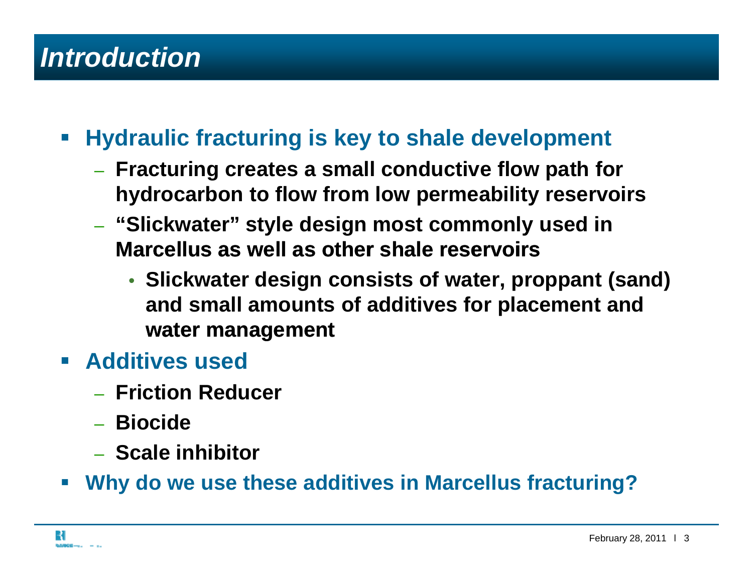# Introduction

- **Hydraulic fracturing is key to shale development**
  - **Fracturing creates a small conductive flow path for hydrocarbon to flow from low permeability reservoirs**
  - **"Slickwater" style design most commonly used in Marcellus as well as other shale reservoirs**
    - **Slickwater design consists of water, proppant (sand) and small amounts of additives for placement and water management**
- **Additives used**
  - **Friction Reducer**
  - **Biocide**
  - **Scale inhibitor**
- **Why do we use these additives in Marcellus fracturing?**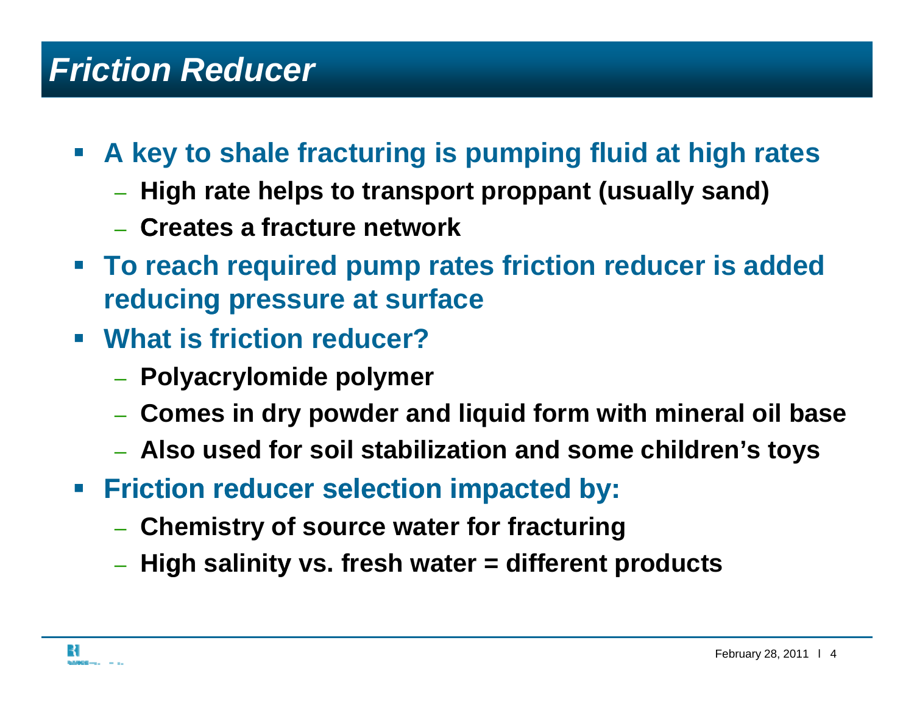# Friction Reducer

- **A key to shale fracturing is pumping fluid at high rates**
  - **High rate helps to transport proppant (usually sand)**
  - **Creates a fracture network**
- **To reach required pump rates friction reducer is added reducing pressure at surface**
- **What is friction reducer?**
  - **Polyacrylomide polymer**
  - **Comes in dry powder and liquid form with mineral oil base**
  - **Also used for soil stabilization and some children's toys**
- **Friction reducer selection impacted by:**
  - **Chemistry of source water for fracturing**
  - **High salinity vs. fresh water = different products**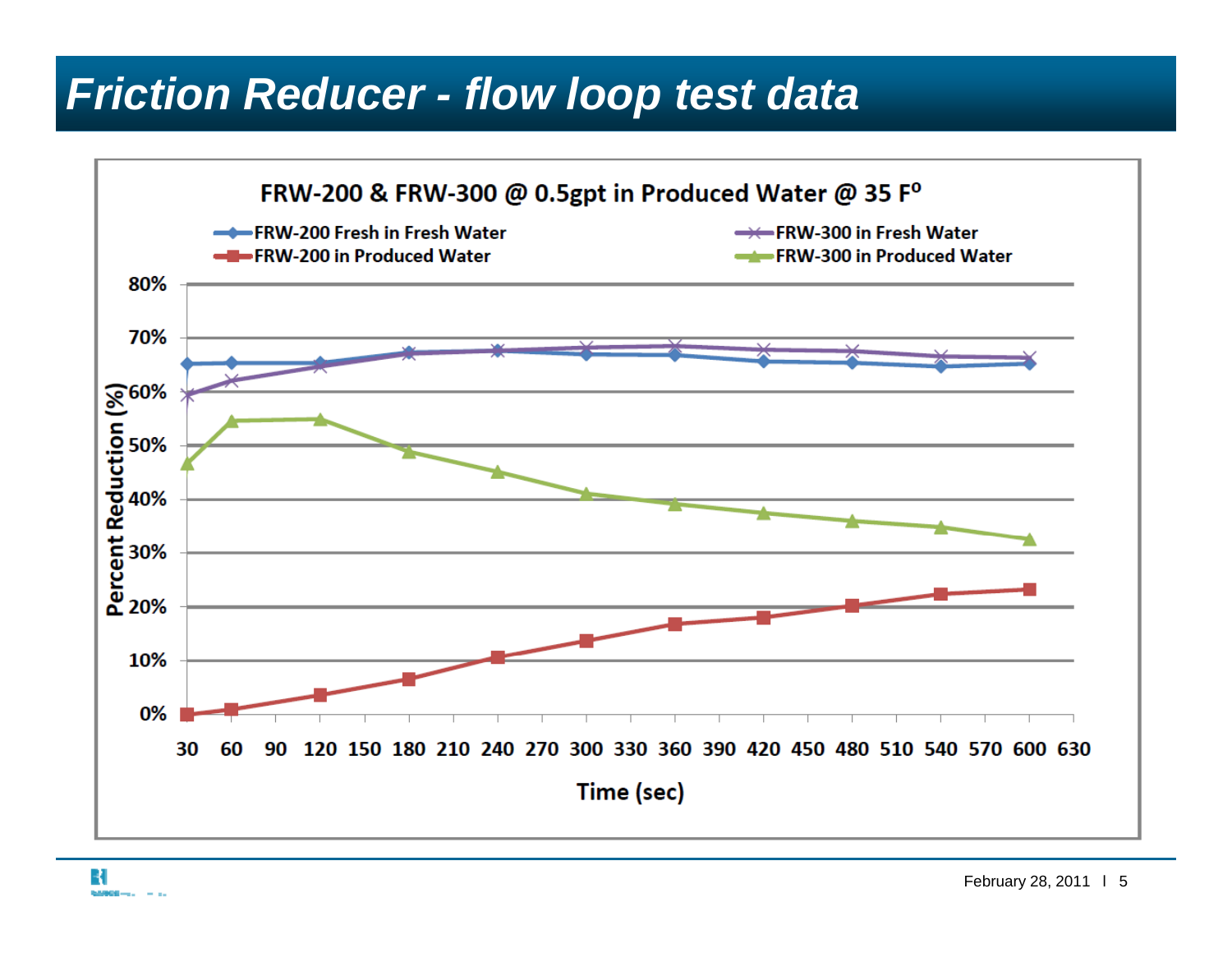# Friction Reducer - flow loop test data

**FRW-200 & FRW-300 @ 0.5gpt in Produced Water @ 35 F°**

Legend: FRW-200 Fresh in Fresh Water; FRW-200 in Produced Water; FRW-300 in Fresh Water; FRW-300 in Produced Water

Y-axis: Percent Reduction (%) — 0% to 80%

X-axis: Time (sec) — 30 to 630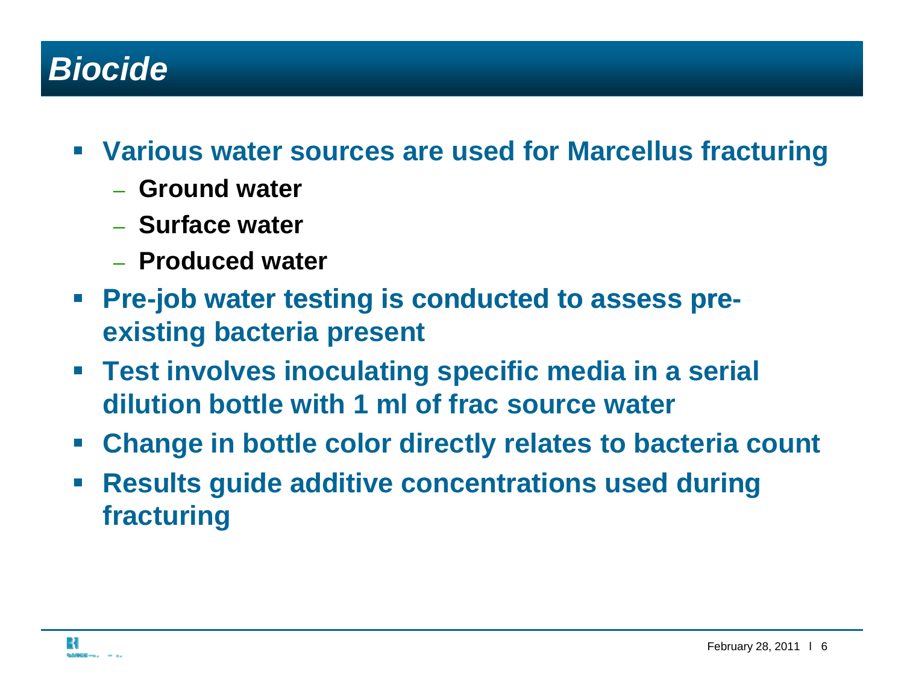# *Biocide*

- **Various water sources are used for Marcellus fracturing**
  - **Ground water**
  - **Surface water**
  - **Produced water**
- **Pre-job water testing is conducted to assess pre-existing bacteria present**
- **Test involves inoculating specific media in a serial dilution bottle with 1 ml of frac source water**
- **Change in bottle color directly relates to bacteria count**
- **Results guide additive concentrations used during fracturing**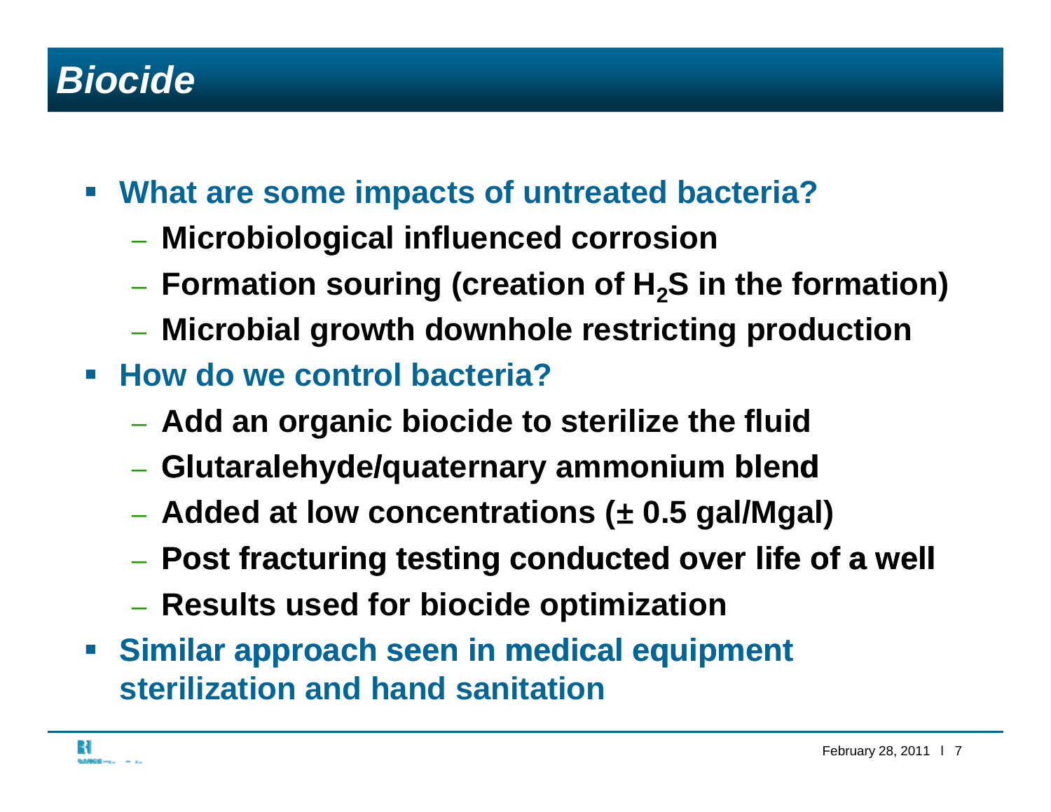# *Biocide*

- **What are some impacts of untreated bacteria?**
  - **Microbiological influenced corrosion**
  - **Formation souring (creation of $H_2S$ in the formation)**
  - **Microbial growth downhole restricting production**
- **How do we control bacteria?**
  - **Add an organic biocide to sterilize the fluid**
  - **Glutaralehyde/quaternary ammonium blend**
  - **Added at low concentrations (± 0.5 gal/Mgal)**
  - **Post fracturing testing conducted over life of a well**
  - **Results used for biocide optimization**
- **Similar approach seen in medical equipment sterilization and hand sanitation**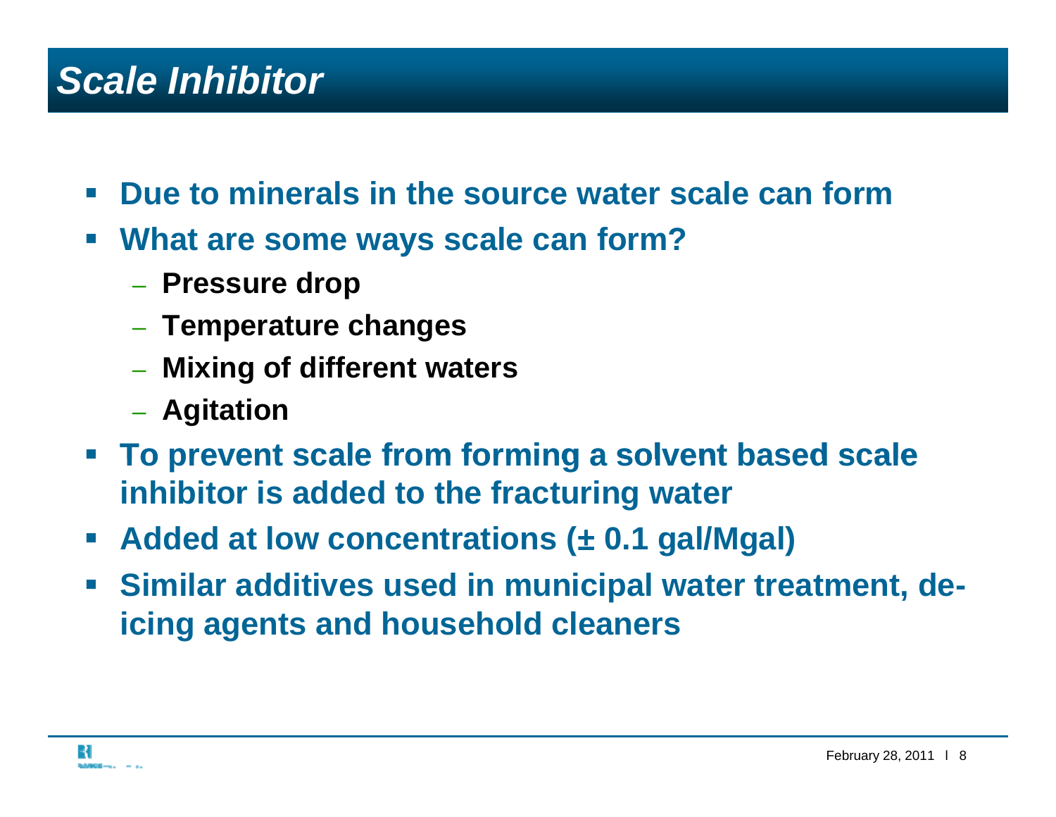# *Scale Inhibitor*

- **Due to minerals in the source water scale can form**
- **What are some ways scale can form?**
  - **Pressure drop**
  - **Temperature changes**
  - **Mixing of different waters**
  - **Agitation**
- **To prevent scale from forming a solvent based scale inhibitor is added to the fracturing water**
- **Added at low concentrations (± 0.1 gal/Mgal)**
- **Similar additives used in municipal water treatment, de-icing agents and household cleaners**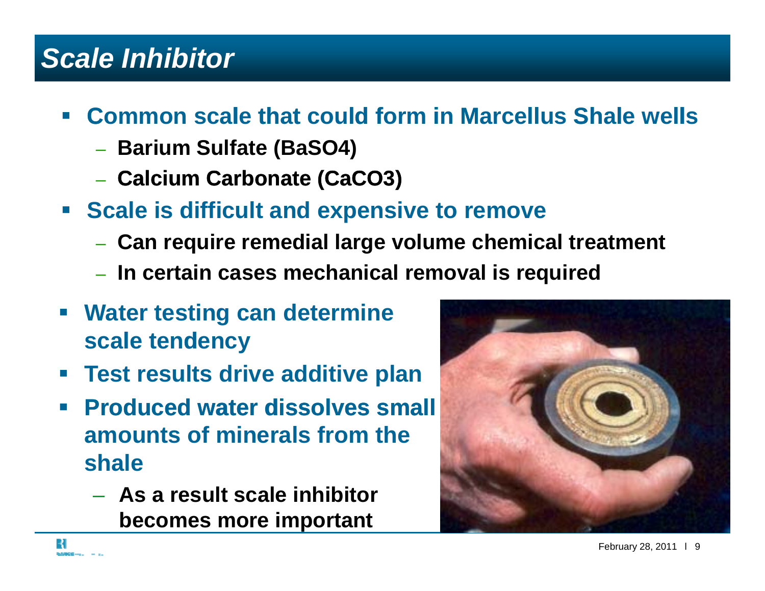# *Scale Inhibitor*

- **Common scale that could form in Marcellus Shale wells**
  - **Barium Sulfate ($BaSO_4$)**
  - **Calcium Carbonate ($CaCO_3$)**
- **Scale is difficult and expensive to remove**
  - **Can require remedial large volume chemical treatment**
  - **In certain cases mechanical removal is required**
- **Water testing can determine scale tendency**
- **Test results drive additive plan**
- **Produced water dissolves small amounts of minerals from the shale**
  - **As a result scale inhibitor becomes more important**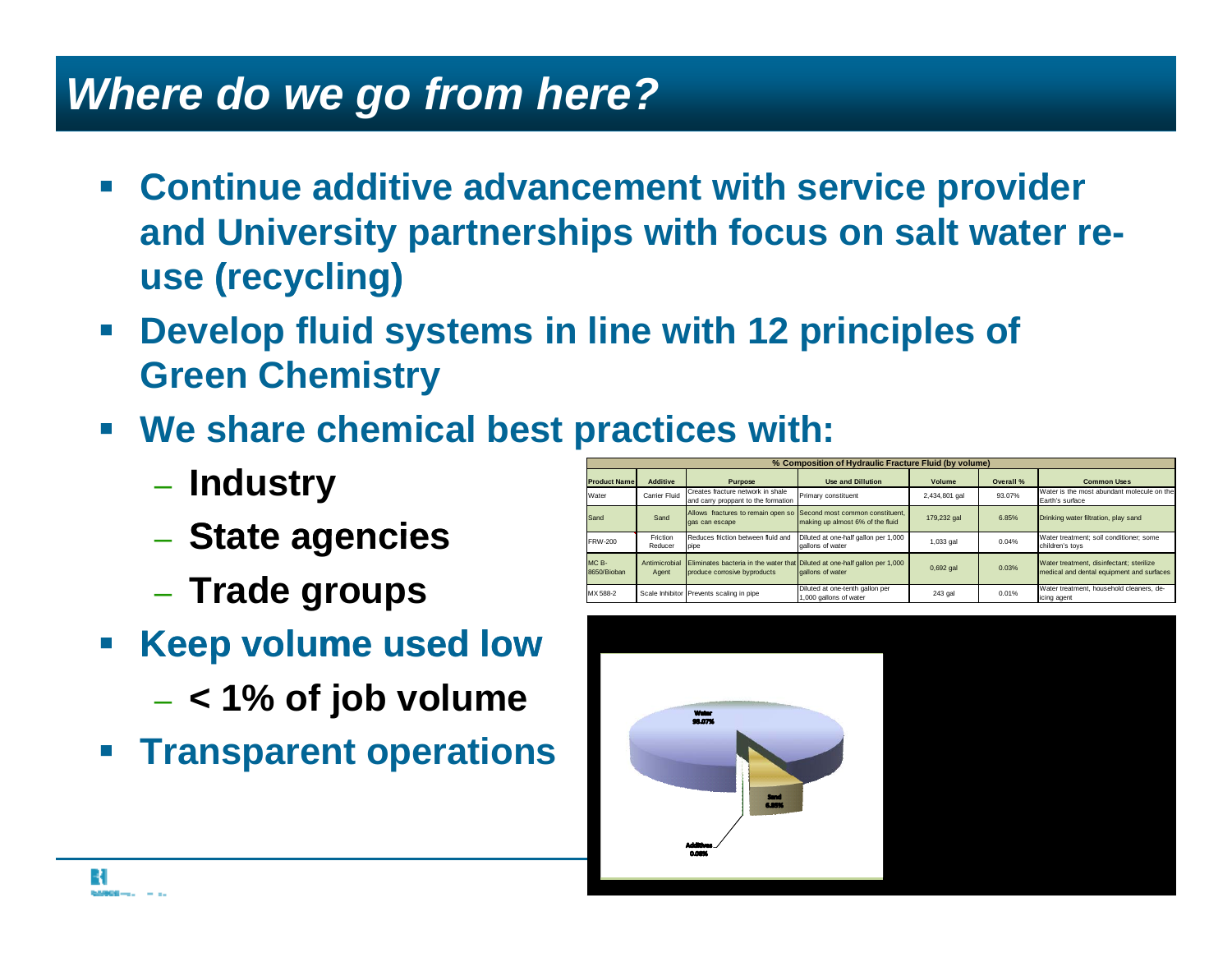# *Where do we go from here?*

- **Continue additive advancement with service provider and University partnerships with focus on salt water re-use (recycling)**
- **Develop fluid systems in line with 12 principles of Green Chemistry**
- **We share chemical best practices with:**
  - **Industry**
  - **State agencies**
  - **Trade groups**
- **Keep volume used low**
  - **< 1% of job volume**
- **Transparent operations**

| % Composition of Hydraulic Fracture Fluid (by volume) | | | | | | |
|---|---|---|---|---|---|---|
| Product Name | Additive | Purpose | Use and Dilution | Volume | Overall % | Common Uses |
| Water | Carrier Fluid | Creates fracture network in shale and carry proppant to the formation | Primary constituent | 2,434,801 gal | 93.07% | Water is the most abundant molecule on the Earth's surface |
| Sand | Sand | Allows fractures to remain open so gas can escape | Second most common constituent, making up almost 6% of the fluid | 179,232 gal | 6.85% | Drinking water filtration, play sand |
| FRW-200 | Friction Reducer | Reduces friction between fluid and pipe | Diluted at one-half gallon per 1,000 gallons of water | 1,033 gal | 0.04% | Water treatment; soil conditioner; some children's toys |
| MC B-8650/Bioban | Antimicrobial Agent | Eliminates bacteria in the water that produce corrosive byproducts | Diluted at one-half gallon per 1,000 gallons of water | 0,692 gal | 0.03% | Water treatment, disinfectant; sterilize medical and dental equipment and surfaces |
| MX 588-2 | Scale Inhibitor | Prevents scaling in pipe | Diluted at one-tenth gallon per 1,000 gallons of water | 243 gal | 0.01% | Water treatment, household cleaners, de-icing agent |

Water 93.07%

Sand 6.85%

Additives 0.08%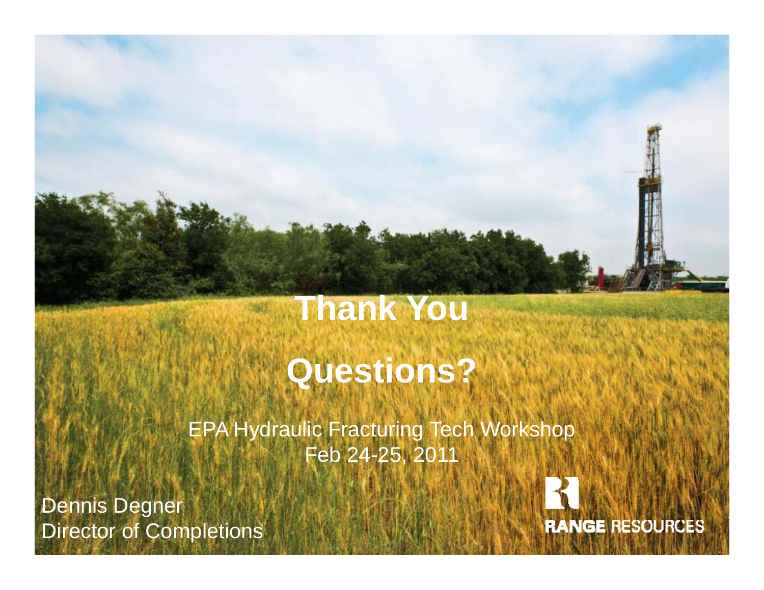# Thank You

# Questions?

EPA Hydraulic Fracturing Tech Workshop
Feb 24-25, 2011

Dennis Degner
Director of Completions

RANGE RESOURCES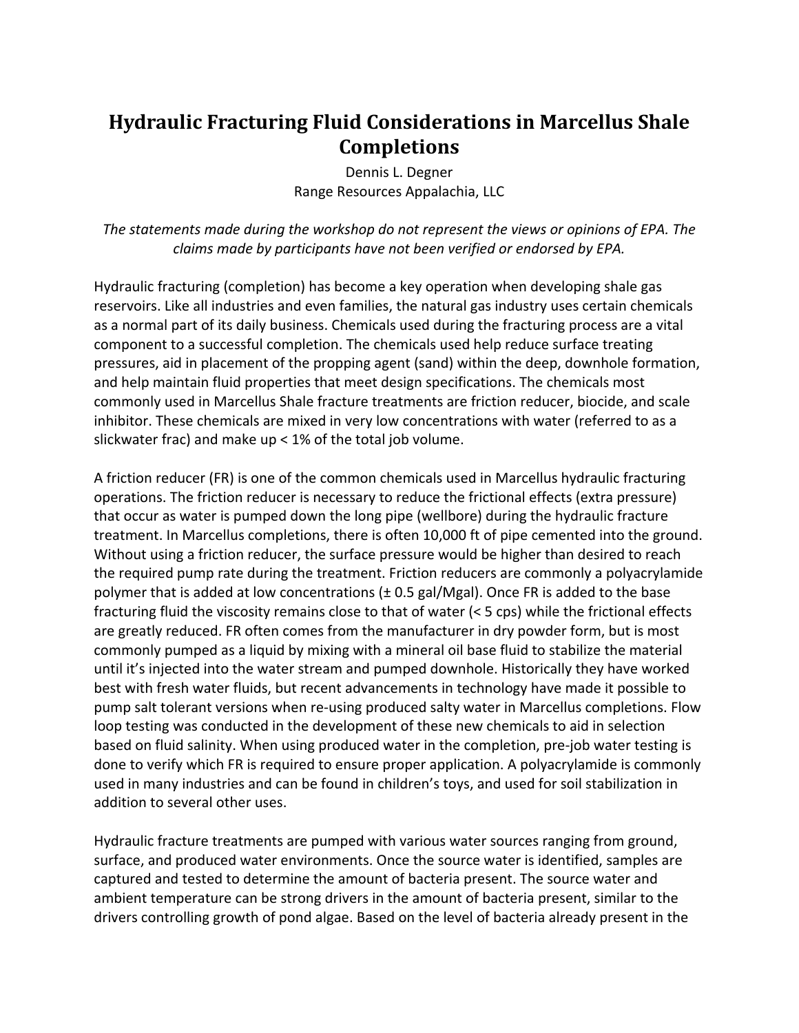# Hydraulic Fracturing Fluid Considerations in Marcellus Shale Completions

Dennis L. Degner
Range Resources Appalachia, LLC

*The statements made during the workshop do not represent the views or opinions of EPA. The claims made by participants have not been verified or endorsed by EPA.*

Hydraulic fracturing (completion) has become a key operation when developing shale gas reservoirs. Like all industries and even families, the natural gas industry uses certain chemicals as a normal part of its daily business. Chemicals used during the fracturing process are a vital component to a successful completion. The chemicals used help reduce surface treating pressures, aid in placement of the propping agent (sand) within the deep, downhole formation, and help maintain fluid properties that meet design specifications. The chemicals most commonly used in Marcellus Shale fracture treatments are friction reducer, biocide, and scale inhibitor. These chemicals are mixed in very low concentrations with water (referred to as a slickwater frac) and make up < 1% of the total job volume.

A friction reducer (FR) is one of the common chemicals used in Marcellus hydraulic fracturing operations. The friction reducer is necessary to reduce the frictional effects (extra pressure) that occur as water is pumped down the long pipe (wellbore) during the hydraulic fracture treatment. In Marcellus completions, there is often 10,000 ft of pipe cemented into the ground. Without using a friction reducer, the surface pressure would be higher than desired to reach the required pump rate during the treatment. Friction reducers are commonly a polyacrylamide polymer that is added at low concentrations (± 0.5 gal/Mgal). Once FR is added to the base fracturing fluid the viscosity remains close to that of water (< 5 cps) while the frictional effects are greatly reduced. FR often comes from the manufacturer in dry powder form, but is most commonly pumped as a liquid by mixing with a mineral oil base fluid to stabilize the material until it's injected into the water stream and pumped downhole. Historically they have worked best with fresh water fluids, but recent advancements in technology have made it possible to pump salt tolerant versions when re-using produced salty water in Marcellus completions. Flow loop testing was conducted in the development of these new chemicals to aid in selection based on fluid salinity. When using produced water in the completion, pre-job water testing is done to verify which FR is required to ensure proper application. A polyacrylamide is commonly used in many industries and can be found in children's toys, and used for soil stabilization in addition to several other uses.

Hydraulic fracture treatments are pumped with various water sources ranging from ground, surface, and produced water environments. Once the source water is identified, samples are captured and tested to determine the amount of bacteria present. The source water and ambient temperature can be strong drivers in the amount of bacteria present, similar to the drivers controlling growth of pond algae. Based on the level of bacteria already present in the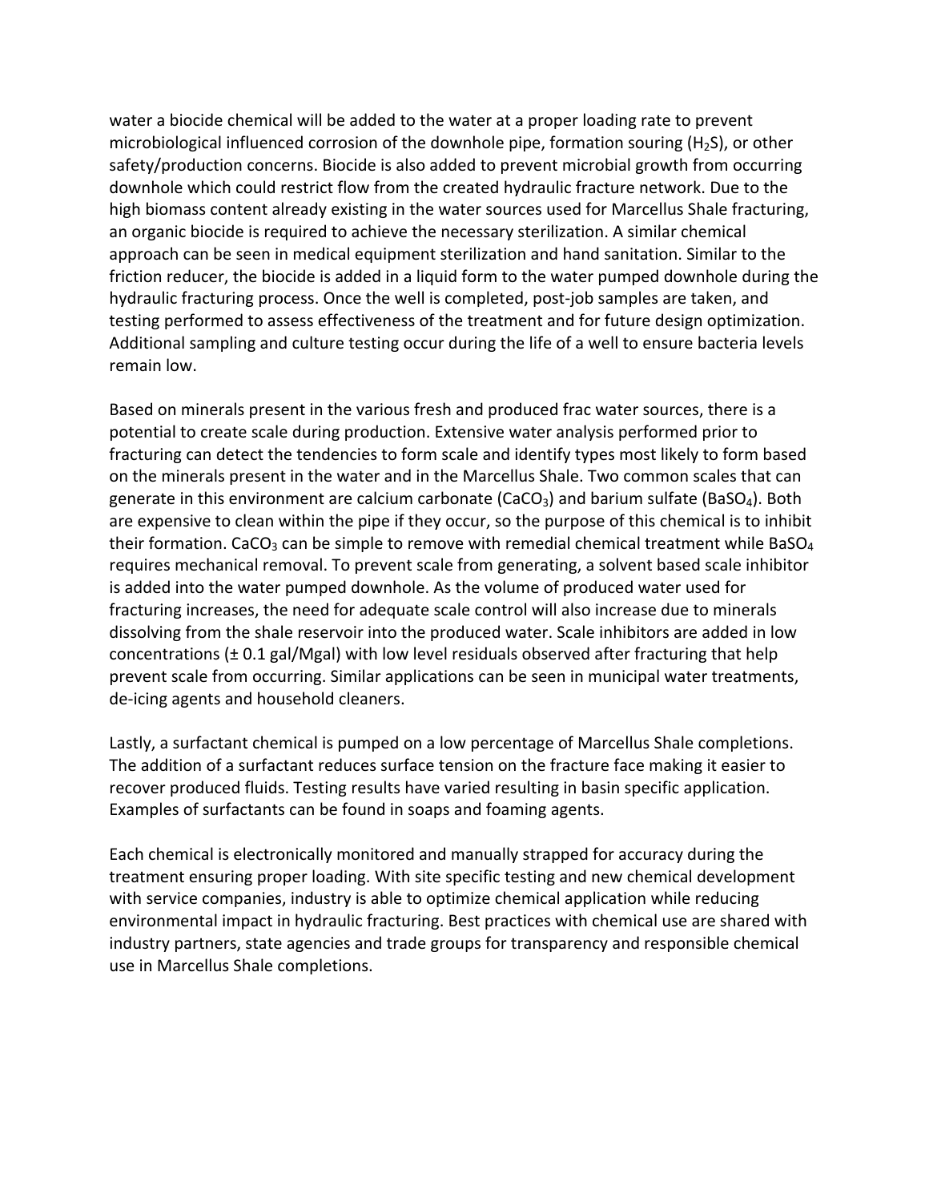water a biocide chemical will be added to the water at a proper loading rate to prevent microbiological influenced corrosion of the downhole pipe, formation souring ($H_2S$), or other safety/production concerns. Biocide is also added to prevent microbial growth from occurring downhole which could restrict flow from the created hydraulic fracture network. Due to the high biomass content already existing in the water sources used for Marcellus Shale fracturing, an organic biocide is required to achieve the necessary sterilization. A similar chemical approach can be seen in medical equipment sterilization and hand sanitation. Similar to the friction reducer, the biocide is added in a liquid form to the water pumped downhole during the hydraulic fracturing process. Once the well is completed, post-job samples are taken, and testing performed to assess effectiveness of the treatment and for future design optimization. Additional sampling and culture testing occur during the life of a well to ensure bacteria levels remain low.

Based on minerals present in the various fresh and produced frac water sources, there is a potential to create scale during production. Extensive water analysis performed prior to fracturing can detect the tendencies to form scale and identify types most likely to form based on the minerals present in the water and in the Marcellus Shale. Two common scales that can generate in this environment are calcium carbonate ($CaCO_3$) and barium sulfate ($BaSO_4$). Both are expensive to clean within the pipe if they occur, so the purpose of this chemical is to inhibit their formation. $CaCO_3$ can be simple to remove with remedial chemical treatment while $BaSO_4$ requires mechanical removal. To prevent scale from generating, a solvent based scale inhibitor is added into the water pumped downhole. As the volume of produced water used for fracturing increases, the need for adequate scale control will also increase due to minerals dissolving from the shale reservoir into the produced water. Scale inhibitors are added in low concentrations (± 0.1 gal/Mgal) with low level residuals observed after fracturing that help prevent scale from occurring. Similar applications can be seen in municipal water treatments, de-icing agents and household cleaners.

Lastly, a surfactant chemical is pumped on a low percentage of Marcellus Shale completions. The addition of a surfactant reduces surface tension on the fracture face making it easier to recover produced fluids. Testing results have varied resulting in basin specific application. Examples of surfactants can be found in soaps and foaming agents.

Each chemical is electronically monitored and manually strapped for accuracy during the treatment ensuring proper loading. With site specific testing and new chemical development with service companies, industry is able to optimize chemical application while reducing environmental impact in hydraulic fracturing. Best practices with chemical use are shared with industry partners, state agencies and trade groups for transparency and responsible chemical use in Marcellus Shale completions.